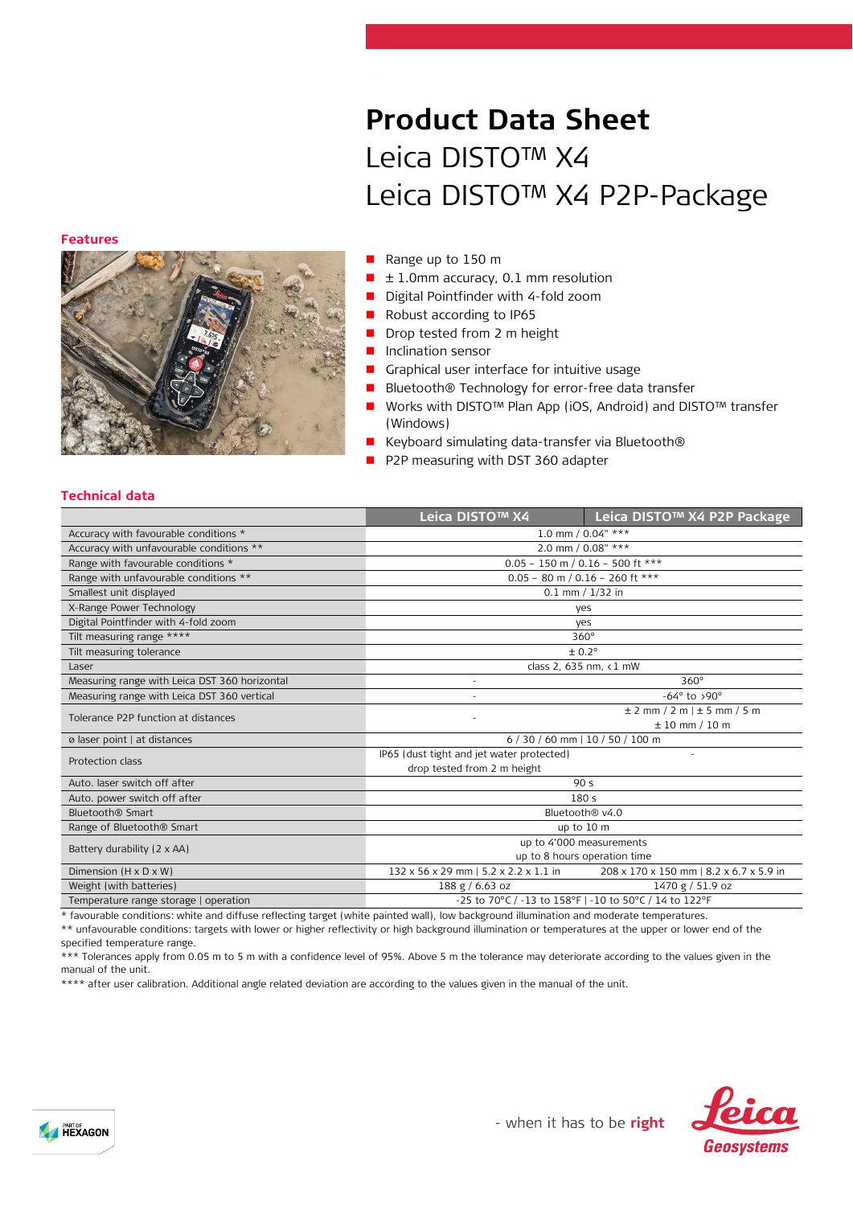# Product Data Sheet

## Leica DISTO™ X4
## Leica DISTO™ X4 P2P-Package

### Features

- Range up to 150 m
- ± 1.0mm accuracy, 0.1 mm resolution
- Digital Pointfinder with 4-fold zoom
- Robust according to IP65
- Drop tested from 2 m height
- Inclination sensor
- Graphical user interface for intuitive usage
- Bluetooth® Technology for error-free data transfer
- Works with DISTO™ Plan App (iOS, Android) and DISTO™ transfer (Windows)
- Keyboard simulating data-transfer via Bluetooth®
- P2P measuring with DST 360 adapter

### Technical data

| | Leica DISTO™ X4 | Leica DISTO™ X4 P2P Package |
|---|---|---|
| Accuracy with favourable conditions * | 1.0 mm / 0.04" *** | |
| Accuracy with unfavourable conditions ** | 2.0 mm / 0.08" *** | |
| Range with favourable conditions * | 0.05 – 150 m / 0.16 – 500 ft *** | |
| Range with unfavourable conditions ** | 0.05 – 80 m / 0.16 – 260 ft *** | |
| Smallest unit displayed | 0.1 mm / 1/32 in | |
| X-Range Power Technology | yes | |
| Digital Pointfinder with 4-fold zoom | yes | |
| Tilt measuring range **** | 360° | |
| Tilt measuring tolerance | ± 0.2° | |
| Laser | class 2, 635 nm, < 1 mW | |
| Measuring range with Leica DST 360 horizontal | - | 360° |
| Measuring range with Leica DST 360 vertical | - | -64° to >90° |
| Tolerance P2P function at distances | - | ± 2 mm / 2 m \| ± 5 mm / 5 m<br>± 10 mm / 10 m |
| ⌀ laser point \| at distances | 6 / 30 / 60 mm \| 10 / 50 / 100 m | |
| Protection class | IP65 (dust tight and jet water protected)<br>drop tested from 2 m height | - |
| Auto. laser switch off after | 90 s | |
| Auto. power switch off after | 180 s | |
| Bluetooth® Smart | Bluetooth® v4.0 | |
| Range of Bluetooth® Smart | up to 10 m | |
| Battery durability (2 x AA) | up to 4'000 measurements<br>up to 8 hours operation time | |
| Dimension (H x D x W) | 132 x 56 x 29 mm \| 5.2 x 2.2 x 1.1 in | 208 x 170 x 150 mm \| 8.2 x 6.7 x 5.9 in |
| Weight (with batteries) | 188 g / 6.63 oz | 1470 g / 51.9 oz |
| Temperature range storage \| operation | -25 to 70°C / -13 to 158°F \| -10 to 50°C / 14 to 122°F | |

\* favourable conditions: white and diffuse reflecting target (white painted wall), low background illumination and moderate temperatures.

** unfavourable conditions: targets with lower or higher reflectivity or high background illumination or temperatures at the upper or lower end of the specified temperature range.

*** Tolerances apply from 0.05 m to 5 m with a confidence level of 95%. Above 5 m the tolerance may deteriorate according to the values given in the manual of the unit.

**** after user calibration. Additional angle related deviation are according to the values given in the manual of the unit.

- when it has to be **right**

Leica Geosystems

PART OF HEXAGON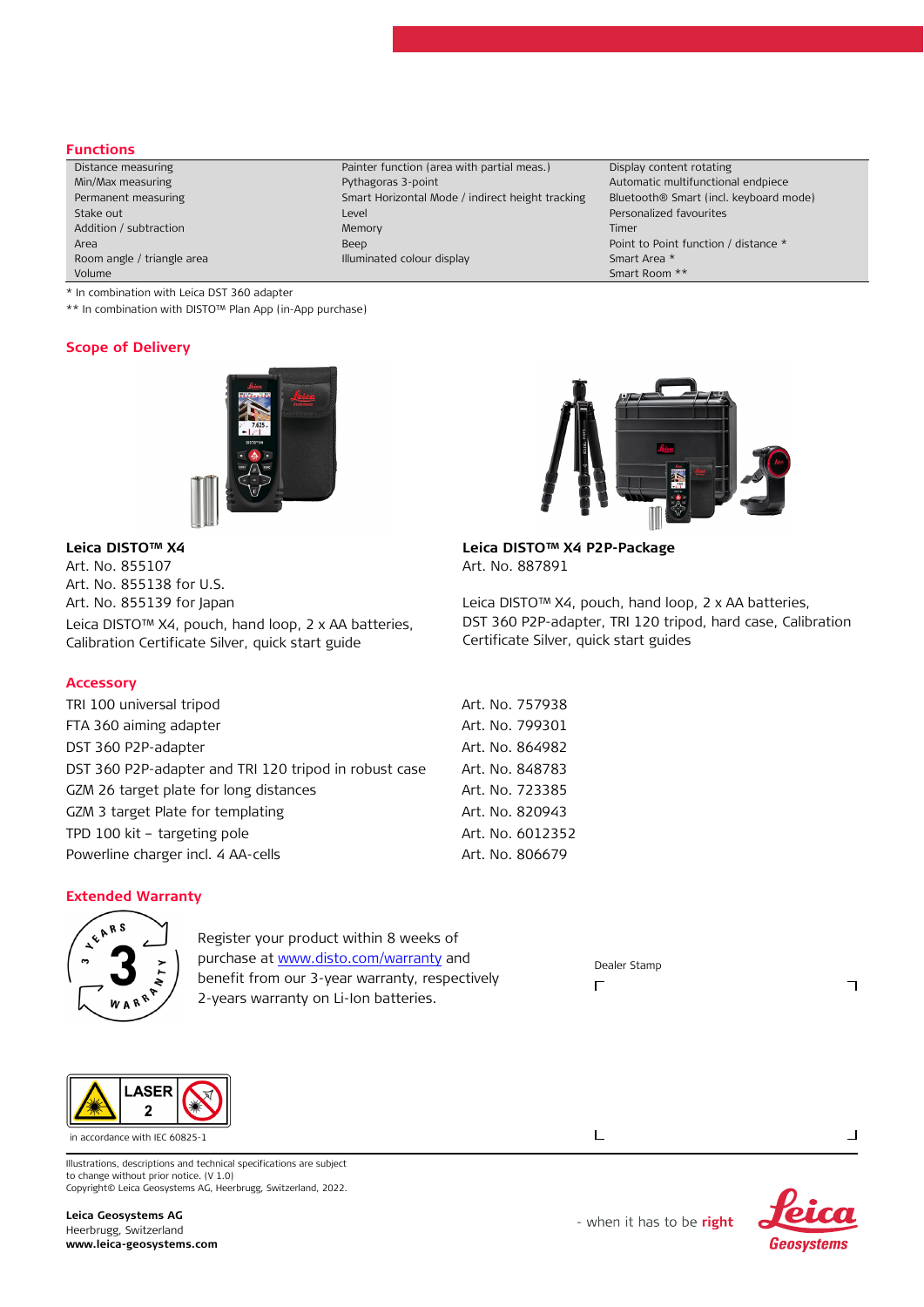## Functions

| | | |
|---|---|---|
| Distance measuring | Painter function (area with partial meas.) | Display content rotating |
| Min/Max measuring | Pythagoras 3-point | Automatic multifunctional endpiece |
| Permanent measuring | Smart Horizontal Mode / indirect height tracking | Bluetooth® Smart (incl. keyboard mode) |
| Stake out | Level | Personalized favourites |
| Addition / subtraction | Memory | Timer |
| Area | Beep | Point to Point function / distance * |
| Room angle / triangle area | Illuminated colour display | Smart Area * |
| Volume | | Smart Room ** |

* In combination with Leica DST 360 adapter

** In combination with DISTO™ Plan App (in-App purchase)

## Scope of Delivery

**Leica DISTO™ X4**
Art. No. 855107
Art. No. 855138 for U.S.
Art. No. 855139 for Japan

Leica DISTO™ X4, pouch, hand loop, 2 x AA batteries, Calibration Certificate Silver, quick start guide

**Leica DISTO™ X4 P2P-Package**
Art. No. 887891

Leica DISTO™ X4, pouch, hand loop, 2 x AA batteries, DST 360 P2P-adapter, TRI 120 tripod, hard case, Calibration Certificate Silver, quick start guides

## Accessory

| | |
|---|---|
| TRI 100 universal tripod | Art. No. 757938 |
| FTA 360 aiming adapter | Art. No. 799301 |
| DST 360 P2P-adapter | Art. No. 864982 |
| DST 360 P2P-adapter and TRI 120 tripod in robust case | Art. No. 848783 |
| GZM 26 target plate for long distances | Art. No. 723385 |
| GZM 3 target Plate for templating | Art. No. 820943 |
| TPD 100 kit – targeting pole | Art. No. 6012352 |
| Powerline charger incl. 4 AA-cells | Art. No. 806679 |

## Extended Warranty

3 YEARS WARRANTY

Register your product within 8 weeks of purchase at www.disto.com/warranty and benefit from our 3-year warranty, respectively 2-years warranty on Li-Ion batteries.

Dealer Stamp

LASER 2

in accordance with IEC 60825-1

Illustrations, descriptions and technical specifications are subject to change without prior notice. (V 1.0)
Copyright© Leica Geosystems AG, Heerbrugg, Switzerland, 2022.

**Leica Geosystems AG**
Heerbrugg, Switzerland
**www.leica-geosystems.com**

- when it has to be **right**

Leica Geosystems